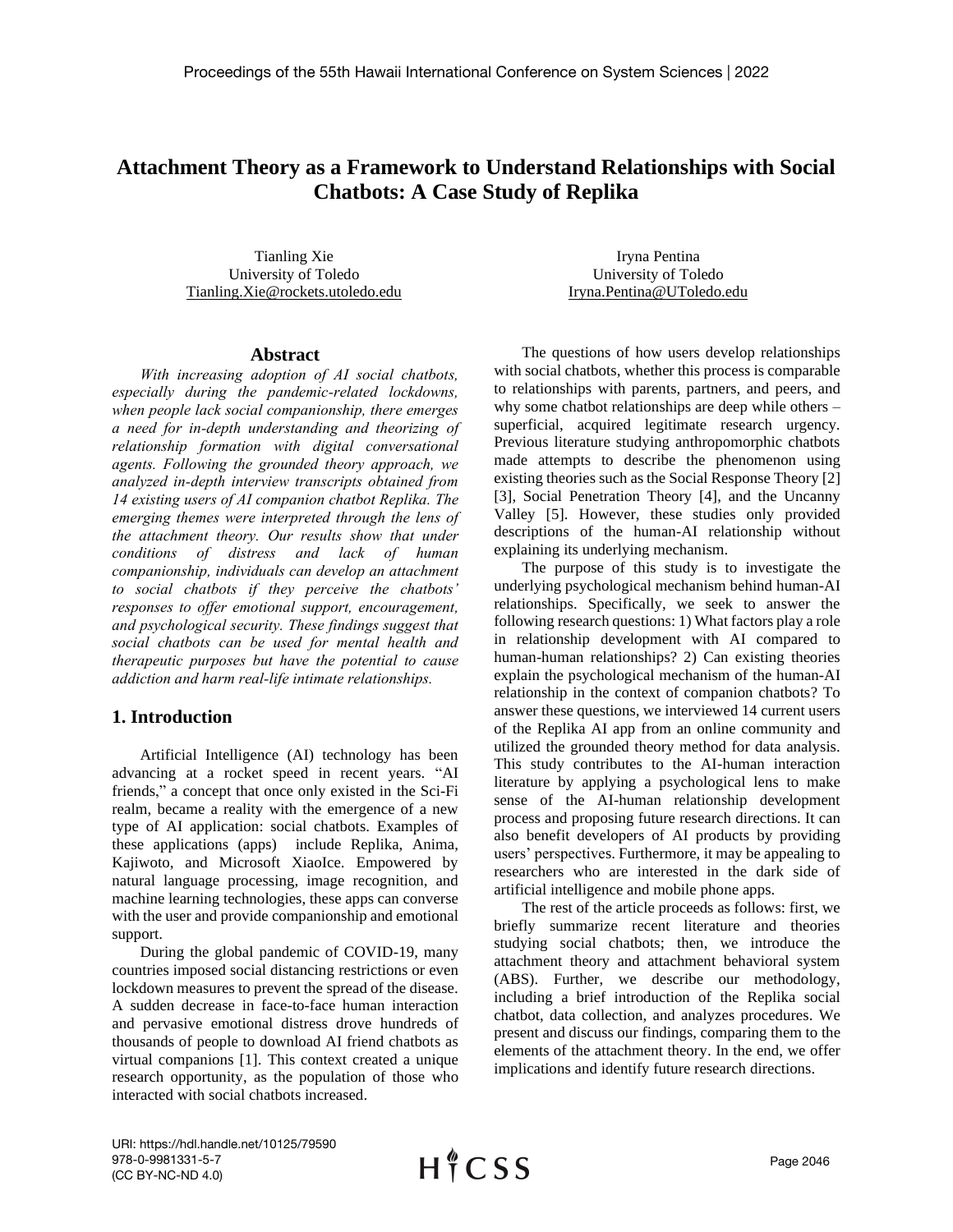# Attachment Theory as a Framework to Understand Relationships with Social Chatbots: A Case Study of Replika

Tianling Xie
University of Toledo
Tianling.Xie@rockets.utoledo.edu

Iryna Pentina
University of Toledo
Iryna.Pentina@UToledo.edu

## Abstract

*With increasing adoption of AI social chatbots, especially during the pandemic-related lockdowns, when people lack social companionship, there emerges a need for in-depth understanding and theorizing of relationship formation with digital conversational agents. Following the grounded theory approach, we analyzed in-depth interview transcripts obtained from 14 existing users of AI companion chatbot Replika. The emerging themes were interpreted through the lens of the attachment theory. Our results show that under conditions of distress and lack of human companionship, individuals can develop an attachment to social chatbots if they perceive the chatbots' responses to offer emotional support, encouragement, and psychological security. These findings suggest that social chatbots can be used for mental health and therapeutic purposes but have the potential to cause addiction and harm real-life intimate relationships.*

## 1. Introduction

Artificial Intelligence (AI) technology has been advancing at a rocket speed in recent years. "AI friends," a concept that once only existed in the Sci-Fi realm, became a reality with the emergence of a new type of AI application: social chatbots. Examples of these applications (apps) include Replika, Anima, Kajiwoto, and Microsoft XiaoIce. Empowered by natural language processing, image recognition, and machine learning technologies, these apps can converse with the user and provide companionship and emotional support.

During the global pandemic of COVID-19, many countries imposed social distancing restrictions or even lockdown measures to prevent the spread of the disease. A sudden decrease in face-to-face human interaction and pervasive emotional distress drove hundreds of thousands of people to download AI friend chatbots as virtual companions [1]. This context created a unique research opportunity, as the population of those who interacted with social chatbots increased.

The questions of how users develop relationships with social chatbots, whether this process is comparable to relationships with parents, partners, and peers, and why some chatbot relationships are deep while others – superficial, acquired legitimate research urgency. Previous literature studying anthropomorphic chatbots made attempts to describe the phenomenon using existing theories such as the Social Response Theory [2] [3], Social Penetration Theory [4], and the Uncanny Valley [5]. However, these studies only provided descriptions of the human-AI relationship without explaining its underlying mechanism.

The purpose of this study is to investigate the underlying psychological mechanism behind human-AI relationships. Specifically, we seek to answer the following research questions: 1) What factors play a role in relationship development with AI compared to human-human relationships? 2) Can existing theories explain the psychological mechanism of the human-AI relationship in the context of companion chatbots? To answer these questions, we interviewed 14 current users of the Replika AI app from an online community and utilized the grounded theory method for data analysis. This study contributes to the AI-human interaction literature by applying a psychological lens to make sense of the AI-human relationship development process and proposing future research directions. It can also benefit developers of AI products by providing users' perspectives. Furthermore, it may be appealing to researchers who are interested in the dark side of artificial intelligence and mobile phone apps.

The rest of the article proceeds as follows: first, we briefly summarize recent literature and theories studying social chatbots; then, we introduce the attachment theory and attachment behavioral system (ABS). Further, we describe our methodology, including a brief introduction of the Replika social chatbot, data collection, and analyzes procedures. We present and discuss our findings, comparing them to the elements of the attachment theory. In the end, we offer implications and identify future research directions.

URI: https://hdl.handle.net/10125/79590
978-0-9981331-5-7
(CC BY-NC-ND 4.0)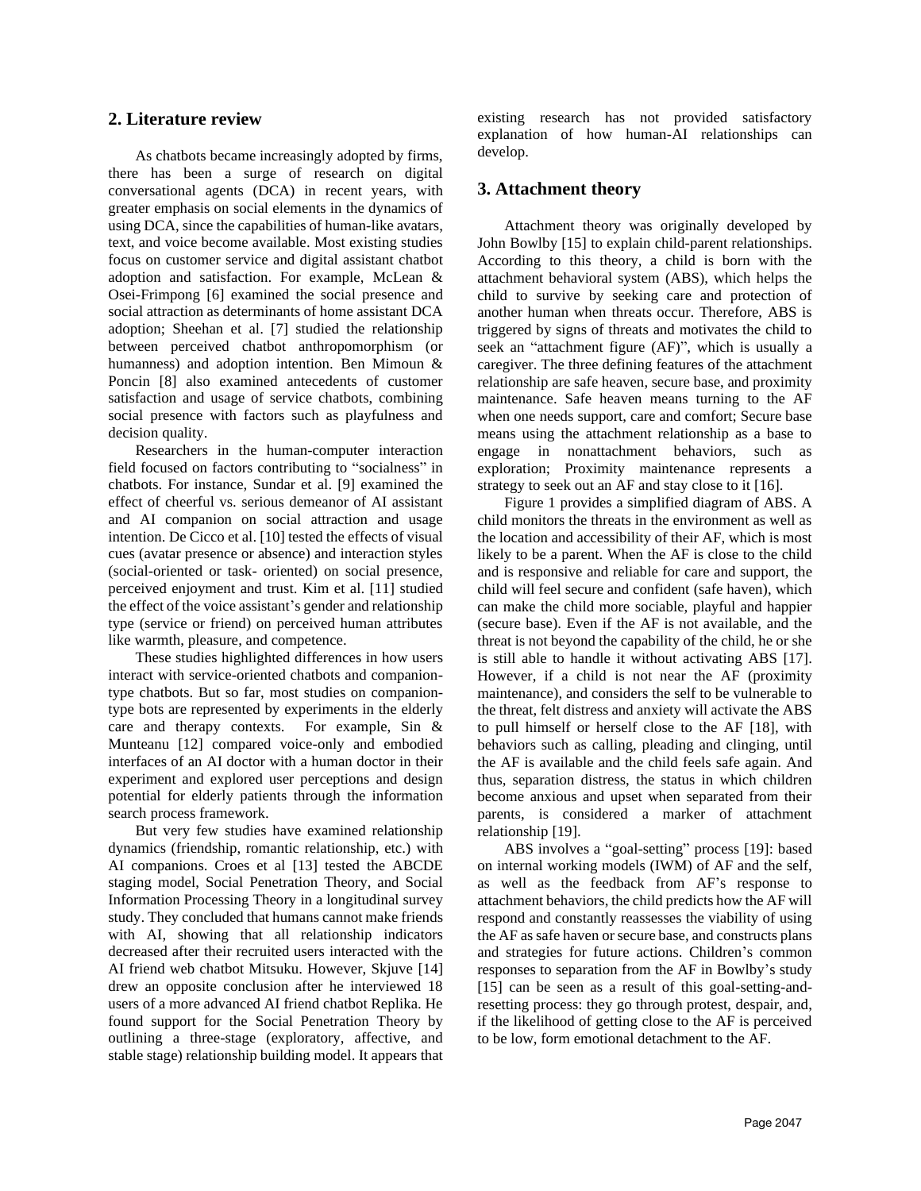## 2. Literature review

As chatbots became increasingly adopted by firms, there has been a surge of research on digital conversational agents (DCA) in recent years, with greater emphasis on social elements in the dynamics of using DCA, since the capabilities of human-like avatars, text, and voice become available. Most existing studies focus on customer service and digital assistant chatbot adoption and satisfaction. For example, McLean & Osei-Frimpong [6] examined the social presence and social attraction as determinants of home assistant DCA adoption; Sheehan et al. [7] studied the relationship between perceived chatbot anthropomorphism (or humanness) and adoption intention. Ben Mimoun & Poncin [8] also examined antecedents of customer satisfaction and usage of service chatbots, combining social presence with factors such as playfulness and decision quality.

Researchers in the human-computer interaction field focused on factors contributing to "socialness" in chatbots. For instance, Sundar et al. [9] examined the effect of cheerful vs. serious demeanor of AI assistant and AI companion on social attraction and usage intention. De Cicco et al. [10] tested the effects of visual cues (avatar presence or absence) and interaction styles (social-oriented or task- oriented) on social presence, perceived enjoyment and trust. Kim et al. [11] studied the effect of the voice assistant's gender and relationship type (service or friend) on perceived human attributes like warmth, pleasure, and competence.

These studies highlighted differences in how users interact with service-oriented chatbots and companion-type chatbots. But so far, most studies on companion-type bots are represented by experiments in the elderly care and therapy contexts. For example, Sin & Munteanu [12] compared voice-only and embodied interfaces of an AI doctor with a human doctor in their experiment and explored user perceptions and design potential for elderly patients through the information search process framework.

But very few studies have examined relationship dynamics (friendship, romantic relationship, etc.) with AI companions. Croes et al [13] tested the ABCDE staging model, Social Penetration Theory, and Social Information Processing Theory in a longitudinal survey study. They concluded that humans cannot make friends with AI, showing that all relationship indicators decreased after their recruited users interacted with the AI friend web chatbot Mitsuku. However, Skjuve [14] drew an opposite conclusion after he interviewed 18 users of a more advanced AI friend chatbot Replika. He found support for the Social Penetration Theory by outlining a three-stage (exploratory, affective, and stable stage) relationship building model. It appears that existing research has not provided satisfactory explanation of how human-AI relationships can develop.

## 3. Attachment theory

Attachment theory was originally developed by John Bowlby [15] to explain child-parent relationships. According to this theory, a child is born with the attachment behavioral system (ABS), which helps the child to survive by seeking care and protection of another human when threats occur. Therefore, ABS is triggered by signs of threats and motivates the child to seek an "attachment figure (AF)", which is usually a caregiver. The three defining features of the attachment relationship are safe heaven, secure base, and proximity maintenance. Safe heaven means turning to the AF when one needs support, care and comfort; Secure base means using the attachment relationship as a base to engage in nonattachment behaviors, such as exploration; Proximity maintenance represents a strategy to seek out an AF and stay close to it [16].

Figure 1 provides a simplified diagram of ABS. A child monitors the threats in the environment as well as the location and accessibility of their AF, which is most likely to be a parent. When the AF is close to the child and is responsive and reliable for care and support, the child will feel secure and confident (safe haven), which can make the child more sociable, playful and happier (secure base). Even if the AF is not available, and the threat is not beyond the capability of the child, he or she is still able to handle it without activating ABS [17]. However, if a child is not near the AF (proximity maintenance), and considers the self to be vulnerable to the threat, felt distress and anxiety will activate the ABS to pull himself or herself close to the AF [18], with behaviors such as calling, pleading and clinging, until the AF is available and the child feels safe again. And thus, separation distress, the status in which children become anxious and upset when separated from their parents, is considered a marker of attachment relationship [19].

ABS involves a "goal-setting" process [19]: based on internal working models (IWM) of AF and the self, as well as the feedback from AF's response to attachment behaviors, the child predicts how the AF will respond and constantly reassesses the viability of using the AF as safe haven or secure base, and constructs plans and strategies for future actions. Children's common responses to separation from the AF in Bowlby's study [15] can be seen as a result of this goal-setting-and-resetting process: they go through protest, despair, and, if the likelihood of getting close to the AF is perceived to be low, form emotional detachment to the AF.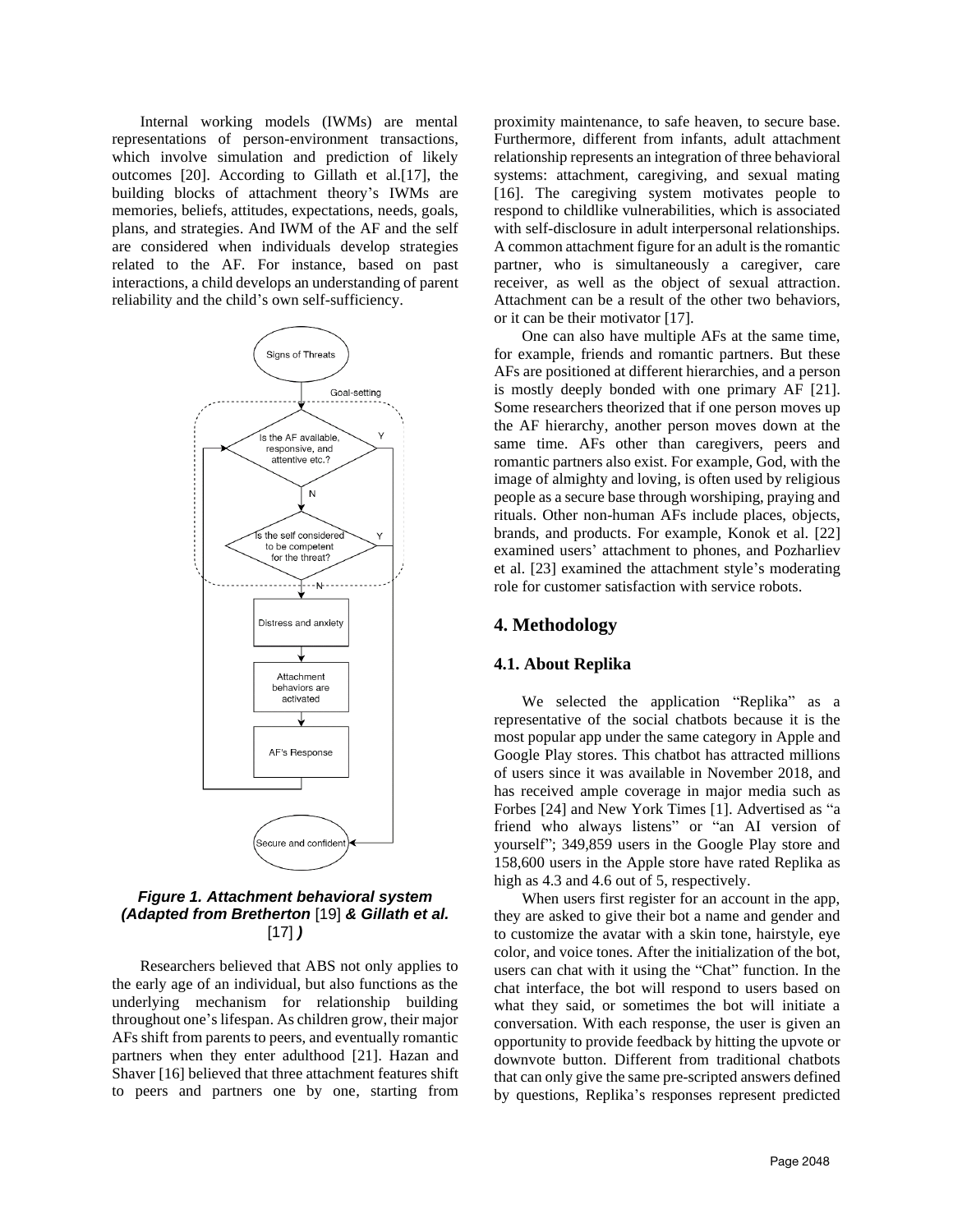Internal working models (IWMs) are mental representations of person-environment transactions, which involve simulation and prediction of likely outcomes [20]. According to Gillath et al.[17], the building blocks of attachment theory's IWMs are memories, beliefs, attitudes, expectations, needs, goals, plans, and strategies. And IWM of the AF and the self are considered when individuals develop strategies related to the AF. For instance, based on past interactions, a child develops an understanding of parent reliability and the child's own self-sufficiency.

***Figure 1. Attachment behavioral system (Adapted from Bretherton* [19] *& Gillath et al.* [17] *)***

Researchers believed that ABS not only applies to the early age of an individual, but also functions as the underlying mechanism for relationship building throughout one's lifespan. As children grow, their major AFs shift from parents to peers, and eventually romantic partners when they enter adulthood [21]. Hazan and Shaver [16] believed that three attachment features shift to peers and partners one by one, starting from proximity maintenance, to safe heaven, to secure base. Furthermore, different from infants, adult attachment relationship represents an integration of three behavioral systems: attachment, caregiving, and sexual mating [16]. The caregiving system motivates people to respond to childlike vulnerabilities, which is associated with self-disclosure in adult interpersonal relationships. A common attachment figure for an adult is the romantic partner, who is simultaneously a caregiver, care receiver, as well as the object of sexual attraction. Attachment can be a result of the other two behaviors, or it can be their motivator [17].

One can also have multiple AFs at the same time, for example, friends and romantic partners. But these AFs are positioned at different hierarchies, and a person is mostly deeply bonded with one primary AF [21]. Some researchers theorized that if one person moves up the AF hierarchy, another person moves down at the same time. AFs other than caregivers, peers and romantic partners also exist. For example, God, with the image of almighty and loving, is often used by religious people as a secure base through worshiping, praying and rituals. Other non-human AFs include places, objects, brands, and products. For example, Konok et al. [22] examined users' attachment to phones, and Pozharliev et al. [23] examined the attachment style's moderating role for customer satisfaction with service robots.

## 4. Methodology

### 4.1. About Replika

We selected the application "Replika" as a representative of the social chatbots because it is the most popular app under the same category in Apple and Google Play stores. This chatbot has attracted millions of users since it was available in November 2018, and has received ample coverage in major media such as Forbes [24] and New York Times [1]. Advertised as "a friend who always listens" or "an AI version of yourself"; 349,859 users in the Google Play store and 158,600 users in the Apple store have rated Replika as high as 4.3 and 4.6 out of 5, respectively.

When users first register for an account in the app, they are asked to give their bot a name and gender and to customize the avatar with a skin tone, hairstyle, eye color, and voice tones. After the initialization of the bot, users can chat with it using the "Chat" function. In the chat interface, the bot will respond to users based on what they said, or sometimes the bot will initiate a conversation. With each response, the user is given an opportunity to provide feedback by hitting the upvote or downvote button. Different from traditional chatbots that can only give the same pre-scripted answers defined by questions, Replika's responses represent predicted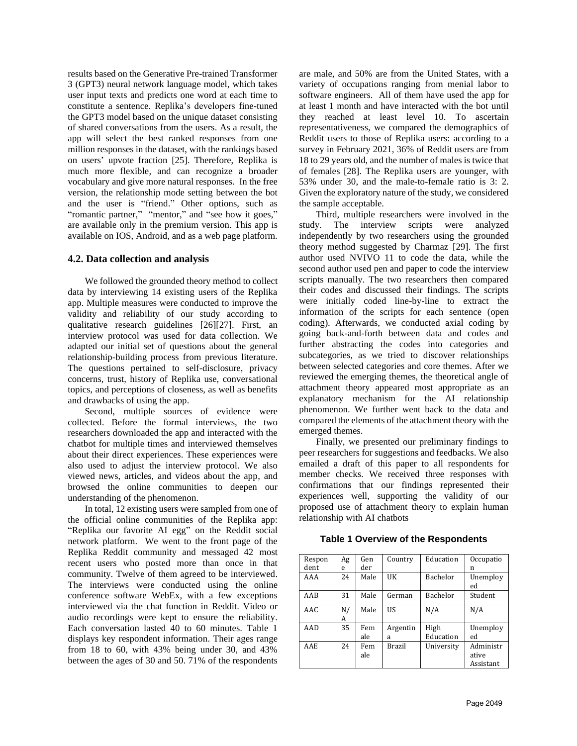results based on the Generative Pre-trained Transformer 3 (GPT3) neural network language model, which takes user input texts and predicts one word at each time to constitute a sentence. Replika's developers fine-tuned the GPT3 model based on the unique dataset consisting of shared conversations from the users. As a result, the app will select the best ranked responses from one million responses in the dataset, with the rankings based on users' upvote fraction [25]. Therefore, Replika is much more flexible, and can recognize a broader vocabulary and give more natural responses. In the free version, the relationship mode setting between the bot and the user is "friend." Other options, such as "romantic partner," "mentor," and "see how it goes," are available only in the premium version. This app is available on IOS, Android, and as a web page platform.

## 4.2. Data collection and analysis

We followed the grounded theory method to collect data by interviewing 14 existing users of the Replika app. Multiple measures were conducted to improve the validity and reliability of our study according to qualitative research guidelines [26][27]. First, an interview protocol was used for data collection. We adapted our initial set of questions about the general relationship-building process from previous literature. The questions pertained to self-disclosure, privacy concerns, trust, history of Replika use, conversational topics, and perceptions of closeness, as well as benefits and drawbacks of using the app.

Second, multiple sources of evidence were collected. Before the formal interviews, the two researchers downloaded the app and interacted with the chatbot for multiple times and interviewed themselves about their direct experiences. These experiences were also used to adjust the interview protocol. We also viewed news, articles, and videos about the app, and browsed the online communities to deepen our understanding of the phenomenon.

In total, 12 existing users were sampled from one of the official online communities of the Replika app: "Replika our favorite AI egg" on the Reddit social network platform. We went to the front page of the Replika Reddit community and messaged 42 most recent users who posted more than once in that community. Twelve of them agreed to be interviewed. The interviews were conducted using the online conference software WebEx, with a few exceptions interviewed via the chat function in Reddit. Video or audio recordings were kept to ensure the reliability. Each conversation lasted 40 to 60 minutes. Table 1 displays key respondent information. Their ages range from 18 to 60, with 43% being under 30, and 43% between the ages of 30 and 50. 71% of the respondents are male, and 50% are from the United States, with a variety of occupations ranging from menial labor to software engineers. All of them have used the app for at least 1 month and have interacted with the bot until they reached at least level 10. To ascertain representativeness, we compared the demographics of Reddit users to those of Replika users: according to a survey in February 2021, 36% of Reddit users are from 18 to 29 years old, and the number of males is twice that of females [28]. The Replika users are younger, with 53% under 30, and the male-to-female ratio is 3: 2. Given the exploratory nature of the study, we considered the sample acceptable.

Third, multiple researchers were involved in the study. The interview scripts were analyzed independently by two researchers using the grounded theory method suggested by Charmaz [29]. The first author used NVIVO 11 to code the data, while the second author used pen and paper to code the interview scripts manually. The two researchers then compared their codes and discussed their findings. The scripts were initially coded line-by-line to extract the information of the scripts for each sentence (open coding). Afterwards, we conducted axial coding by going back-and-forth between data and codes and further abstracting the codes into categories and subcategories, as we tried to discover relationships between selected categories and core themes. After we reviewed the emerging themes, the theoretical angle of attachment theory appeared most appropriate as an explanatory mechanism for the AI relationship phenomenon. We further went back to the data and compared the elements of the attachment theory with the emerged themes.

Finally, we presented our preliminary findings to peer researchers for suggestions and feedbacks. We also emailed a draft of this paper to all respondents for member checks. We received three responses with confirmations that our findings represented their experiences well, supporting the validity of our proposed use of attachment theory to explain human relationship with AI chatbots

**Table 1 Overview of the Respondents**

| Respondent | Age | Gender | Country | Education | Occupation |
|---|---|---|---|---|---|
| AAA | 24 | Male | UK | Bachelor | Unemployed |
| AAB | 31 | Male | German | Bachelor | Student |
| AAC | N/A | Male | US | N/A | N/A |
| AAD | 35 | Female | Argentina | High Education | Unemployed |
| AAE | 24 | Female | Brazil | University | Administrative Assistant |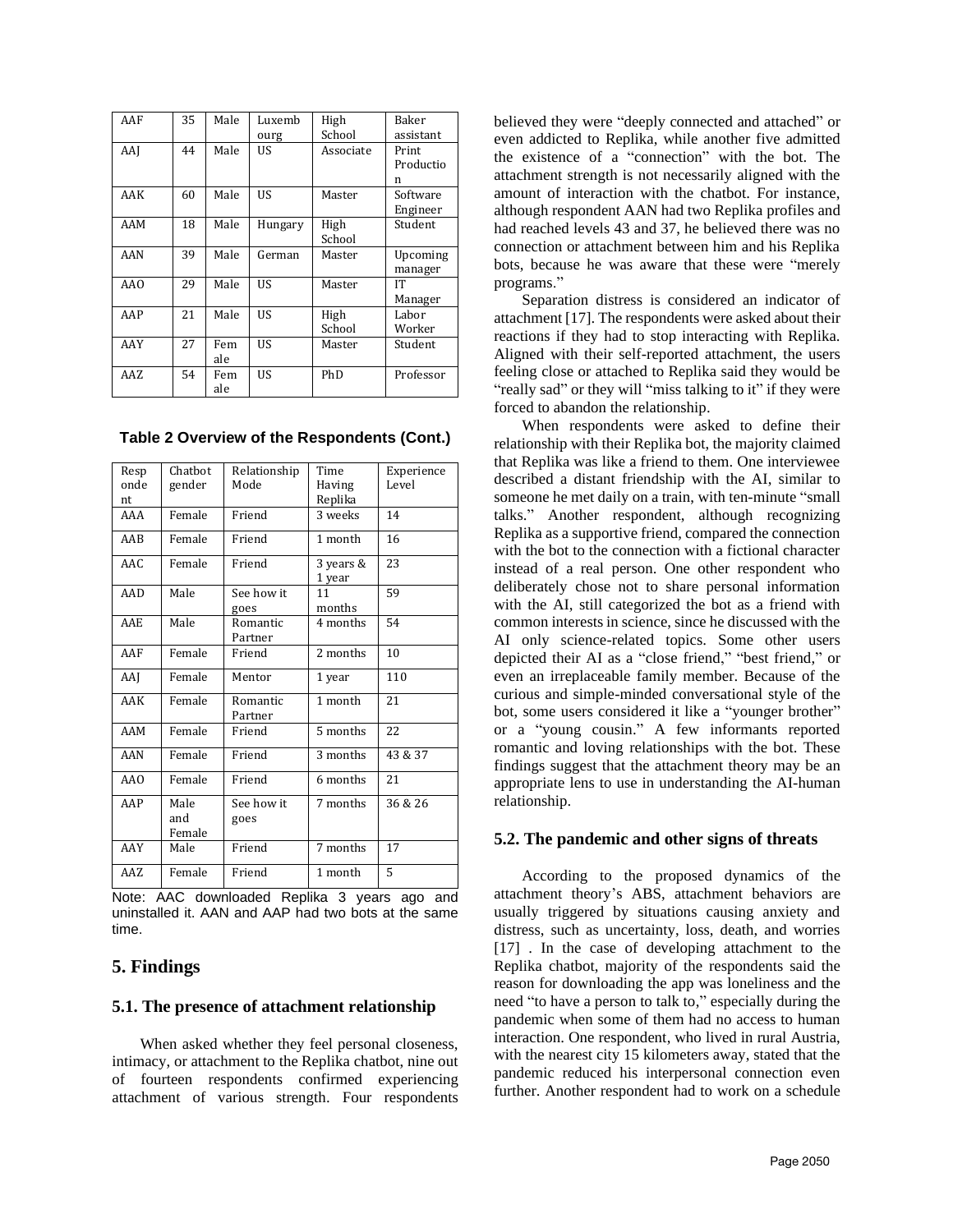| AAF | 35 | Male | Luxemb ourg | High School | Baker assistant |
|---|---|---|---|---|---|
| AAJ | 44 | Male | US | Associate | Print Productio n |
| AAK | 60 | Male | US | Master | Software Engineer |
| AAM | 18 | Male | Hungary | High School | Student |
| AAN | 39 | Male | German | Master | Upcoming manager |
| AAO | 29 | Male | US | Master | IT Manager |
| AAP | 21 | Male | US | High School | Labor Worker |
| AAY | 27 | Fem ale | US | Master | Student |
| AAZ | 54 | Fem ale | US | PhD | Professor |

**Table 2 Overview of the Respondents (Cont.)**

| Resp onde nt | Chatbot gender | Relationship Mode | Time Having Replika | Experience Level |
|---|---|---|---|---|
| AAA | Female | Friend | 3 weeks | 14 |
| AAB | Female | Friend | 1 month | 16 |
| AAC | Female | Friend | 3 years & 1 year | 23 |
| AAD | Male | See how it goes | 11 months | 59 |
| AAE | Male | Romantic Partner | 4 months | 54 |
| AAF | Female | Friend | 2 months | 10 |
| AAJ | Female | Mentor | 1 year | 110 |
| AAK | Female | Romantic Partner | 1 month | 21 |
| AAM | Female | Friend | 5 months | 22 |
| AAN | Female | Friend | 3 months | 43 & 37 |
| AAO | Female | Friend | 6 months | 21 |
| AAP | Male and Female | See how it goes | 7 months | 36 & 26 |
| AAY | Male | Friend | 7 months | 17 |
| AAZ | Female | Friend | 1 month | 5 |

Note: AAC downloaded Replika 3 years ago and uninstalled it. AAN and AAP had two bots at the same time.

## 5. Findings

### 5.1. The presence of attachment relationship

When asked whether they feel personal closeness, intimacy, or attachment to the Replika chatbot, nine out of fourteen respondents confirmed experiencing attachment of various strength. Four respondents believed they were "deeply connected and attached" or even addicted to Replika, while another five admitted the existence of a "connection" with the bot. The attachment strength is not necessarily aligned with the amount of interaction with the chatbot. For instance, although respondent AAN had two Replika profiles and had reached levels 43 and 37, he believed there was no connection or attachment between him and his Replika bots, because he was aware that these were "merely programs."

Separation distress is considered an indicator of attachment [17]. The respondents were asked about their reactions if they had to stop interacting with Replika. Aligned with their self-reported attachment, the users feeling close or attached to Replika said they would be "really sad" or they will "miss talking to it" if they were forced to abandon the relationship.

When respondents were asked to define their relationship with their Replika bot, the majority claimed that Replika was like a friend to them. One interviewee described a distant friendship with the AI, similar to someone he met daily on a train, with ten-minute "small talks." Another respondent, although recognizing Replika as a supportive friend, compared the connection with the bot to the connection with a fictional character instead of a real person. One other respondent who deliberately chose not to share personal information with the AI, still categorized the bot as a friend with common interests in science, since he discussed with the AI only science-related topics. Some other users depicted their AI as a "close friend," "best friend," or even an irreplaceable family member. Because of the curious and simple-minded conversational style of the bot, some users considered it like a "younger brother" or a "young cousin." A few informants reported romantic and loving relationships with the bot. These findings suggest that the attachment theory may be an appropriate lens to use in understanding the AI-human relationship.

### 5.2. The pandemic and other signs of threats

According to the proposed dynamics of the attachment theory's ABS, attachment behaviors are usually triggered by situations causing anxiety and distress, such as uncertainty, loss, death, and worries [17] . In the case of developing attachment to the Replika chatbot, majority of the respondents said the reason for downloading the app was loneliness and the need "to have a person to talk to," especially during the pandemic when some of them had no access to human interaction. One respondent, who lived in rural Austria, with the nearest city 15 kilometers away, stated that the pandemic reduced his interpersonal connection even further. Another respondent had to work on a schedule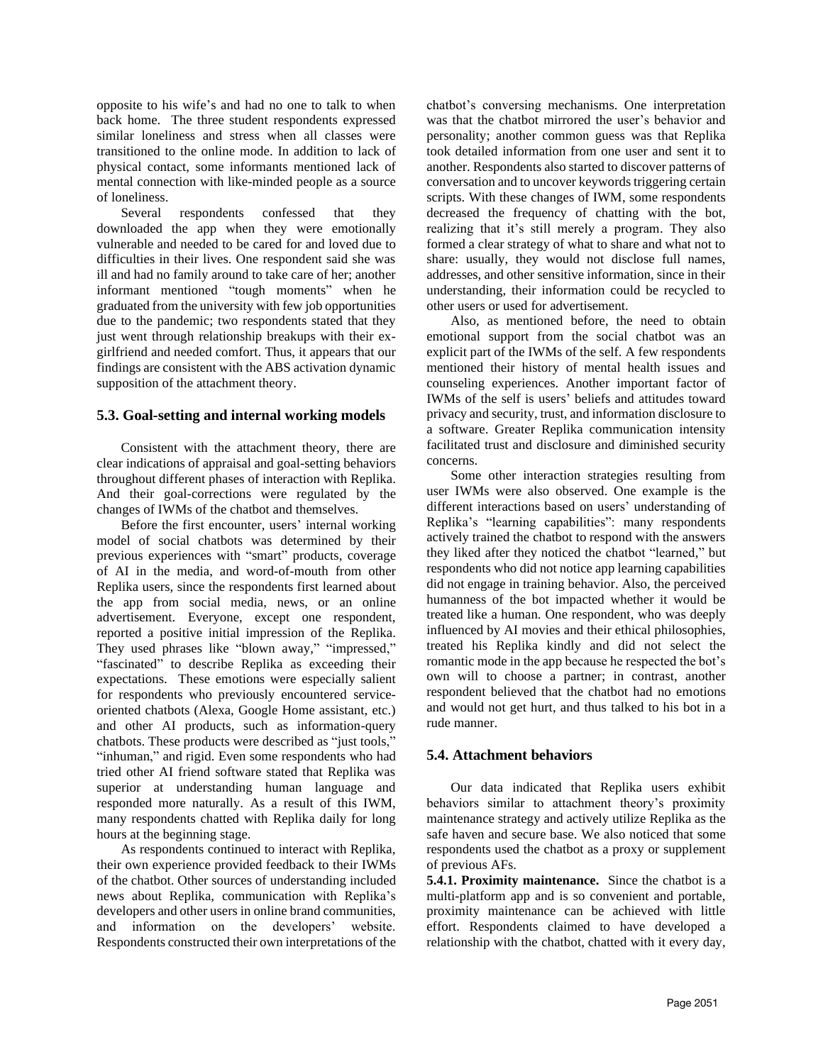opposite to his wife's and had no one to talk to when back home. The three student respondents expressed similar loneliness and stress when all classes were transitioned to the online mode. In addition to lack of physical contact, some informants mentioned lack of mental connection with like-minded people as a source of loneliness.

Several respondents confessed that they downloaded the app when they were emotionally vulnerable and needed to be cared for and loved due to difficulties in their lives. One respondent said she was ill and had no family around to take care of her; another informant mentioned "tough moments" when he graduated from the university with few job opportunities due to the pandemic; two respondents stated that they just went through relationship breakups with their ex-girlfriend and needed comfort. Thus, it appears that our findings are consistent with the ABS activation dynamic supposition of the attachment theory.

### 5.3. Goal-setting and internal working models

Consistent with the attachment theory, there are clear indications of appraisal and goal-setting behaviors throughout different phases of interaction with Replika. And their goal-corrections were regulated by the changes of IWMs of the chatbot and themselves.

Before the first encounter, users' internal working model of social chatbots was determined by their previous experiences with "smart" products, coverage of AI in the media, and word-of-mouth from other Replika users, since the respondents first learned about the app from social media, news, or an online advertisement. Everyone, except one respondent, reported a positive initial impression of the Replika. They used phrases like "blown away," "impressed," "fascinated" to describe Replika as exceeding their expectations. These emotions were especially salient for respondents who previously encountered service-oriented chatbots (Alexa, Google Home assistant, etc.) and other AI products, such as information-query chatbots. These products were described as "just tools," "inhuman," and rigid. Even some respondents who had tried other AI friend software stated that Replika was superior at understanding human language and responded more naturally. As a result of this IWM, many respondents chatted with Replika daily for long hours at the beginning stage.

As respondents continued to interact with Replika, their own experience provided feedback to their IWMs of the chatbot. Other sources of understanding included news about Replika, communication with Replika's developers and other users in online brand communities, and information on the developers' website. Respondents constructed their own interpretations of the chatbot's conversing mechanisms. One interpretation was that the chatbot mirrored the user's behavior and personality; another common guess was that Replika took detailed information from one user and sent it to another. Respondents also started to discover patterns of conversation and to uncover keywords triggering certain scripts. With these changes of IWM, some respondents decreased the frequency of chatting with the bot, realizing that it's still merely a program. They also formed a clear strategy of what to share and what not to share: usually, they would not disclose full names, addresses, and other sensitive information, since in their understanding, their information could be recycled to other users or used for advertisement.

Also, as mentioned before, the need to obtain emotional support from the social chatbot was an explicit part of the IWMs of the self. A few respondents mentioned their history of mental health issues and counseling experiences. Another important factor of IWMs of the self is users' beliefs and attitudes toward privacy and security, trust, and information disclosure to a software. Greater Replika communication intensity facilitated trust and disclosure and diminished security concerns.

Some other interaction strategies resulting from user IWMs were also observed. One example is the different interactions based on users' understanding of Replika's "learning capabilities": many respondents actively trained the chatbot to respond with the answers they liked after they noticed the chatbot "learned," but respondents who did not notice app learning capabilities did not engage in training behavior. Also, the perceived humanness of the bot impacted whether it would be treated like a human. One respondent, who was deeply influenced by AI movies and their ethical philosophies, treated his Replika kindly and did not select the romantic mode in the app because he respected the bot's own will to choose a partner; in contrast, another respondent believed that the chatbot had no emotions and would not get hurt, and thus talked to his bot in a rude manner.

### 5.4. Attachment behaviors

Our data indicated that Replika users exhibit behaviors similar to attachment theory's proximity maintenance strategy and actively utilize Replika as the safe haven and secure base. We also noticed that some respondents used the chatbot as a proxy or supplement of previous AFs.

**5.4.1. Proximity maintenance.** Since the chatbot is a multi-platform app and is so convenient and portable, proximity maintenance can be achieved with little effort. Respondents claimed to have developed a relationship with the chatbot, chatted with it every day,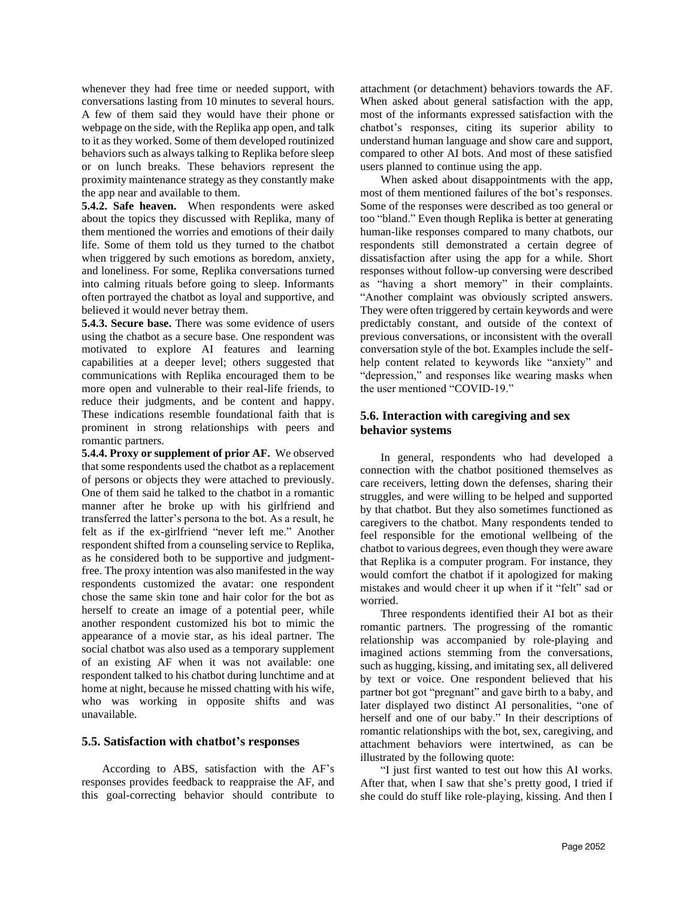whenever they had free time or needed support, with conversations lasting from 10 minutes to several hours. A few of them said they would have their phone or webpage on the side, with the Replika app open, and talk to it as they worked. Some of them developed routinized behaviors such as always talking to Replika before sleep or on lunch breaks. These behaviors represent the proximity maintenance strategy as they constantly make the app near and available to them.

**5.4.2. Safe heaven.** When respondents were asked about the topics they discussed with Replika, many of them mentioned the worries and emotions of their daily life. Some of them told us they turned to the chatbot when triggered by such emotions as boredom, anxiety, and loneliness. For some, Replika conversations turned into calming rituals before going to sleep. Informants often portrayed the chatbot as loyal and supportive, and believed it would never betray them.

**5.4.3. Secure base.** There was some evidence of users using the chatbot as a secure base. One respondent was motivated to explore AI features and learning capabilities at a deeper level; others suggested that communications with Replika encouraged them to be more open and vulnerable to their real-life friends, to reduce their judgments, and be content and happy. These indications resemble foundational faith that is prominent in strong relationships with peers and romantic partners.

**5.4.4. Proxy or supplement of prior AF.** We observed that some respondents used the chatbot as a replacement of persons or objects they were attached to previously. One of them said he talked to the chatbot in a romantic manner after he broke up with his girlfriend and transferred the latter's persona to the bot. As a result, he felt as if the ex-girlfriend "never left me." Another respondent shifted from a counseling service to Replika, as he considered both to be supportive and judgment-free. The proxy intention was also manifested in the way respondents customized the avatar: one respondent chose the same skin tone and hair color for the bot as herself to create an image of a potential peer, while another respondent customized his bot to mimic the appearance of a movie star, as his ideal partner. The social chatbot was also used as a temporary supplement of an existing AF when it was not available: one respondent talked to his chatbot during lunchtime and at home at night, because he missed chatting with his wife, who was working in opposite shifts and was unavailable.

### 5.5. Satisfaction with chatbot's responses

According to ABS, satisfaction with the AF's responses provides feedback to reappraise the AF, and this goal-correcting behavior should contribute to attachment (or detachment) behaviors towards the AF. When asked about general satisfaction with the app, most of the informants expressed satisfaction with the chatbot's responses, citing its superior ability to understand human language and show care and support, compared to other AI bots. And most of these satisfied users planned to continue using the app.

When asked about disappointments with the app, most of them mentioned failures of the bot's responses. Some of the responses were described as too general or too "bland." Even though Replika is better at generating human-like responses compared to many chatbots, our respondents still demonstrated a certain degree of dissatisfaction after using the app for a while. Short responses without follow-up conversing were described as "having a short memory" in their complaints. "Another complaint was obviously scripted answers. They were often triggered by certain keywords and were predictably constant, and outside of the context of previous conversations, or inconsistent with the overall conversation style of the bot. Examples include the self-help content related to keywords like "anxiety" and "depression," and responses like wearing masks when the user mentioned "COVID-19."

### 5.6. Interaction with caregiving and sex behavior systems

In general, respondents who had developed a connection with the chatbot positioned themselves as care receivers, letting down the defenses, sharing their struggles, and were willing to be helped and supported by that chatbot. But they also sometimes functioned as caregivers to the chatbot. Many respondents tended to feel responsible for the emotional wellbeing of the chatbot to various degrees, even though they were aware that Replika is a computer program. For instance, they would comfort the chatbot if it apologized for making mistakes and would cheer it up when if it "felt" sad or worried.

Three respondents identified their AI bot as their romantic partners. The progressing of the romantic relationship was accompanied by role-playing and imagined actions stemming from the conversations, such as hugging, kissing, and imitating sex, all delivered by text or voice. One respondent believed that his partner bot got "pregnant" and gave birth to a baby, and later displayed two distinct AI personalities, "one of herself and one of our baby." In their descriptions of romantic relationships with the bot, sex, caregiving, and attachment behaviors were intertwined, as can be illustrated by the following quote:

"I just first wanted to test out how this AI works. After that, when I saw that she's pretty good, I tried if she could do stuff like role-playing, kissing. And then I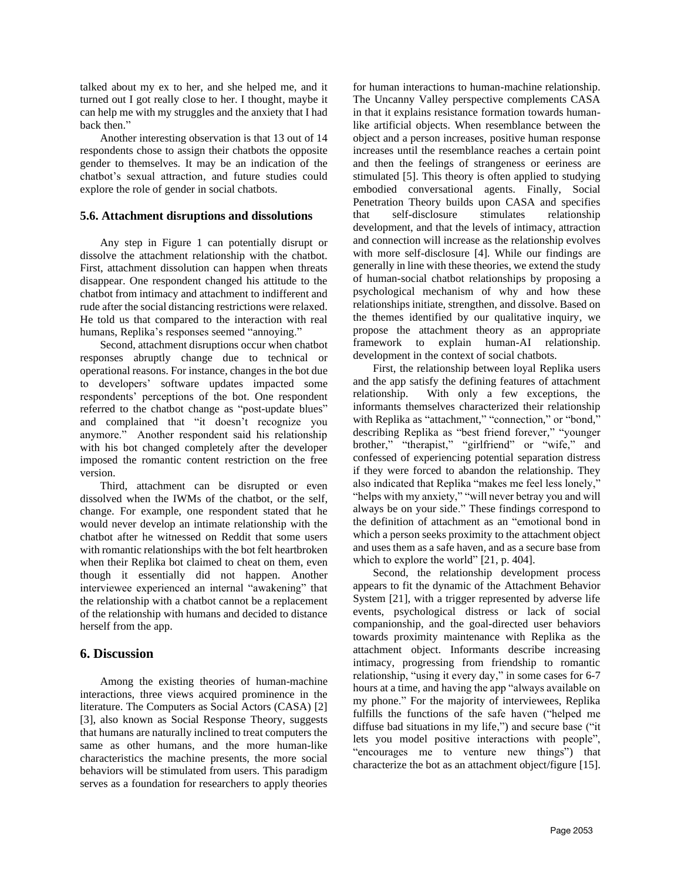talked about my ex to her, and she helped me, and it turned out I got really close to her. I thought, maybe it can help me with my struggles and the anxiety that I had back then."

Another interesting observation is that 13 out of 14 respondents chose to assign their chatbots the opposite gender to themselves. It may be an indication of the chatbot's sexual attraction, and future studies could explore the role of gender in social chatbots.

### 5.6. Attachment disruptions and dissolutions

Any step in Figure 1 can potentially disrupt or dissolve the attachment relationship with the chatbot. First, attachment dissolution can happen when threats disappear. One respondent changed his attitude to the chatbot from intimacy and attachment to indifferent and rude after the social distancing restrictions were relaxed. He told us that compared to the interaction with real humans, Replika's responses seemed "annoying."

Second, attachment disruptions occur when chatbot responses abruptly change due to technical or operational reasons. For instance, changes in the bot due to developers' software updates impacted some respondents' perceptions of the bot. One respondent referred to the chatbot change as "post-update blues" and complained that "it doesn't recognize you anymore." Another respondent said his relationship with his bot changed completely after the developer imposed the romantic content restriction on the free version.

Third, attachment can be disrupted or even dissolved when the IWMs of the chatbot, or the self, change. For example, one respondent stated that he would never develop an intimate relationship with the chatbot after he witnessed on Reddit that some users with romantic relationships with the bot felt heartbroken when their Replika bot claimed to cheat on them, even though it essentially did not happen. Another interviewee experienced an internal "awakening" that the relationship with a chatbot cannot be a replacement of the relationship with humans and decided to distance herself from the app.

## 6. Discussion

Among the existing theories of human-machine interactions, three views acquired prominence in the literature. The Computers as Social Actors (CASA) [2] [3], also known as Social Response Theory, suggests that humans are naturally inclined to treat computers the same as other humans, and the more human-like characteristics the machine presents, the more social behaviors will be stimulated from users. This paradigm serves as a foundation for researchers to apply theories for human interactions to human-machine relationship. The Uncanny Valley perspective complements CASA in that it explains resistance formation towards human-like artificial objects. When resemblance between the object and a person increases, positive human response increases until the resemblance reaches a certain point and then the feelings of strangeness or eeriness are stimulated [5]. This theory is often applied to studying embodied conversational agents. Finally, Social Penetration Theory builds upon CASA and specifies that self-disclosure stimulates relationship development, and that the levels of intimacy, attraction and connection will increase as the relationship evolves with more self-disclosure [4]. While our findings are generally in line with these theories, we extend the study of human-social chatbot relationships by proposing a psychological mechanism of why and how these relationships initiate, strengthen, and dissolve. Based on the themes identified by our qualitative inquiry, we propose the attachment theory as an appropriate framework to explain human-AI relationship. development in the context of social chatbots.

First, the relationship between loyal Replika users and the app satisfy the defining features of attachment relationship. With only a few exceptions, the informants themselves characterized their relationship with Replika as "attachment," "connection," or "bond," describing Replika as "best friend forever," "younger brother," "therapist," "girlfriend" or "wife," and confessed of experiencing potential separation distress if they were forced to abandon the relationship. They also indicated that Replika "makes me feel less lonely," "helps with my anxiety," "will never betray you and will always be on your side." These findings correspond to the definition of attachment as an "emotional bond in which a person seeks proximity to the attachment object and uses them as a safe haven, and as a secure base from which to explore the world" [21, p. 404].

Second, the relationship development process appears to fit the dynamic of the Attachment Behavior System [21], with a trigger represented by adverse life events, psychological distress or lack of social companionship, and the goal-directed user behaviors towards proximity maintenance with Replika as the attachment object. Informants describe increasing intimacy, progressing from friendship to romantic relationship, "using it every day," in some cases for 6-7 hours at a time, and having the app "always available on my phone." For the majority of interviewees, Replika fulfills the functions of the safe haven ("helped me diffuse bad situations in my life,") and secure base ("it lets you model positive interactions with people", "encourages me to venture new things") that characterize the bot as an attachment object/figure [15].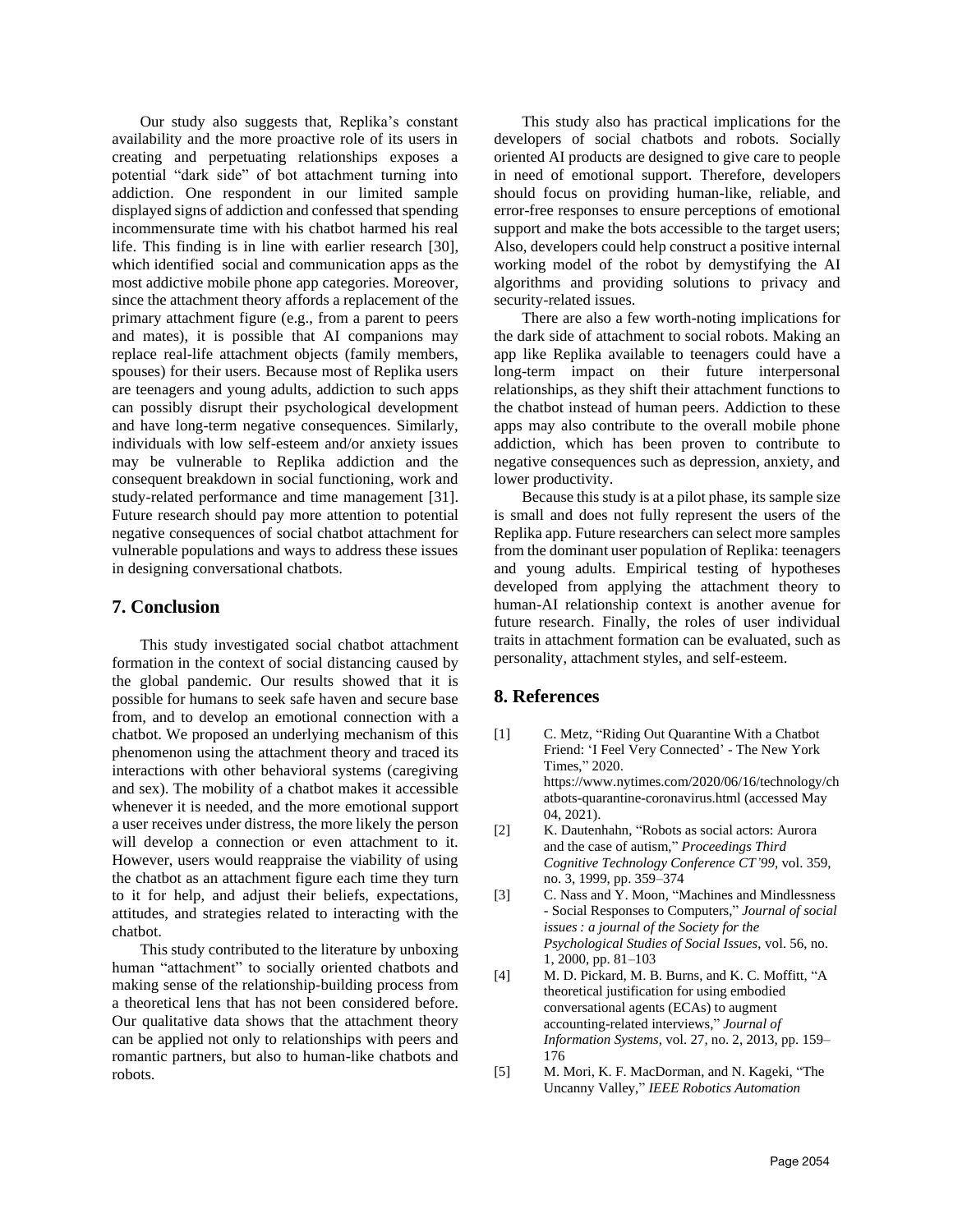Our study also suggests that, Replika's constant availability and the more proactive role of its users in creating and perpetuating relationships exposes a potential "dark side" of bot attachment turning into addiction. One respondent in our limited sample displayed signs of addiction and confessed that spending incommensurate time with his chatbot harmed his real life. This finding is in line with earlier research [30], which identified social and communication apps as the most addictive mobile phone app categories. Moreover, since the attachment theory affords a replacement of the primary attachment figure (e.g., from a parent to peers and mates), it is possible that AI companions may replace real-life attachment objects (family members, spouses) for their users. Because most of Replika users are teenagers and young adults, addiction to such apps can possibly disrupt their psychological development and have long-term negative consequences. Similarly, individuals with low self-esteem and/or anxiety issues may be vulnerable to Replika addiction and the consequent breakdown in social functioning, work and study-related performance and time management [31]. Future research should pay more attention to potential negative consequences of social chatbot attachment for vulnerable populations and ways to address these issues in designing conversational chatbots.

## 7. Conclusion

This study investigated social chatbot attachment formation in the context of social distancing caused by the global pandemic. Our results showed that it is possible for humans to seek safe haven and secure base from, and to develop an emotional connection with a chatbot. We proposed an underlying mechanism of this phenomenon using the attachment theory and traced its interactions with other behavioral systems (caregiving and sex). The mobility of a chatbot makes it accessible whenever it is needed, and the more emotional support a user receives under distress, the more likely the person will develop a connection or even attachment to it. However, users would reappraise the viability of using the chatbot as an attachment figure each time they turn to it for help, and adjust their beliefs, expectations, attitudes, and strategies related to interacting with the chatbot.

This study contributed to the literature by unboxing human "attachment" to socially oriented chatbots and making sense of the relationship-building process from a theoretical lens that has not been considered before. Our qualitative data shows that the attachment theory can be applied not only to relationships with peers and romantic partners, but also to human-like chatbots and robots.

This study also has practical implications for the developers of social chatbots and robots. Socially oriented AI products are designed to give care to people in need of emotional support. Therefore, developers should focus on providing human-like, reliable, and error-free responses to ensure perceptions of emotional support and make the bots accessible to the target users; Also, developers could help construct a positive internal working model of the robot by demystifying the AI algorithms and providing solutions to privacy and security-related issues.

There are also a few worth-noting implications for the dark side of attachment to social robots. Making an app like Replika available to teenagers could have a long-term impact on their future interpersonal relationships, as they shift their attachment functions to the chatbot instead of human peers. Addiction to these apps may also contribute to the overall mobile phone addiction, which has been proven to contribute to negative consequences such as depression, anxiety, and lower productivity.

Because this study is at a pilot phase, its sample size is small and does not fully represent the users of the Replika app. Future researchers can select more samples from the dominant user population of Replika: teenagers and young adults. Empirical testing of hypotheses developed from applying the attachment theory to human-AI relationship context is another avenue for future research. Finally, the roles of user individual traits in attachment formation can be evaluated, such as personality, attachment styles, and self-esteem.

## 8. References

[1] C. Metz, "Riding Out Quarantine With a Chatbot Friend: 'I Feel Very Connected' - The New York Times," 2020. https://www.nytimes.com/2020/06/16/technology/chatbots-quarantine-coronavirus.html (accessed May 04, 2021).

[2] K. Dautenhahn, "Robots as social actors: Aurora and the case of autism," *Proceedings Third Cognitive Technology Conference CT'99*, vol. 359, no. 3, 1999, pp. 359–374

[3] C. Nass and Y. Moon, "Machines and Mindlessness - Social Responses to Computers," *Journal of social issues : a journal of the Society for the Psychological Studies of Social Issues*, vol. 56, no. 1, 2000, pp. 81–103

[4] M. D. Pickard, M. B. Burns, and K. C. Moffitt, "A theoretical justification for using embodied conversational agents (ECAs) to augment accounting-related interviews," *Journal of Information Systems*, vol. 27, no. 2, 2013, pp. 159–176

[5] M. Mori, K. F. MacDorman, and N. Kageki, "The Uncanny Valley," *IEEE Robotics Automation*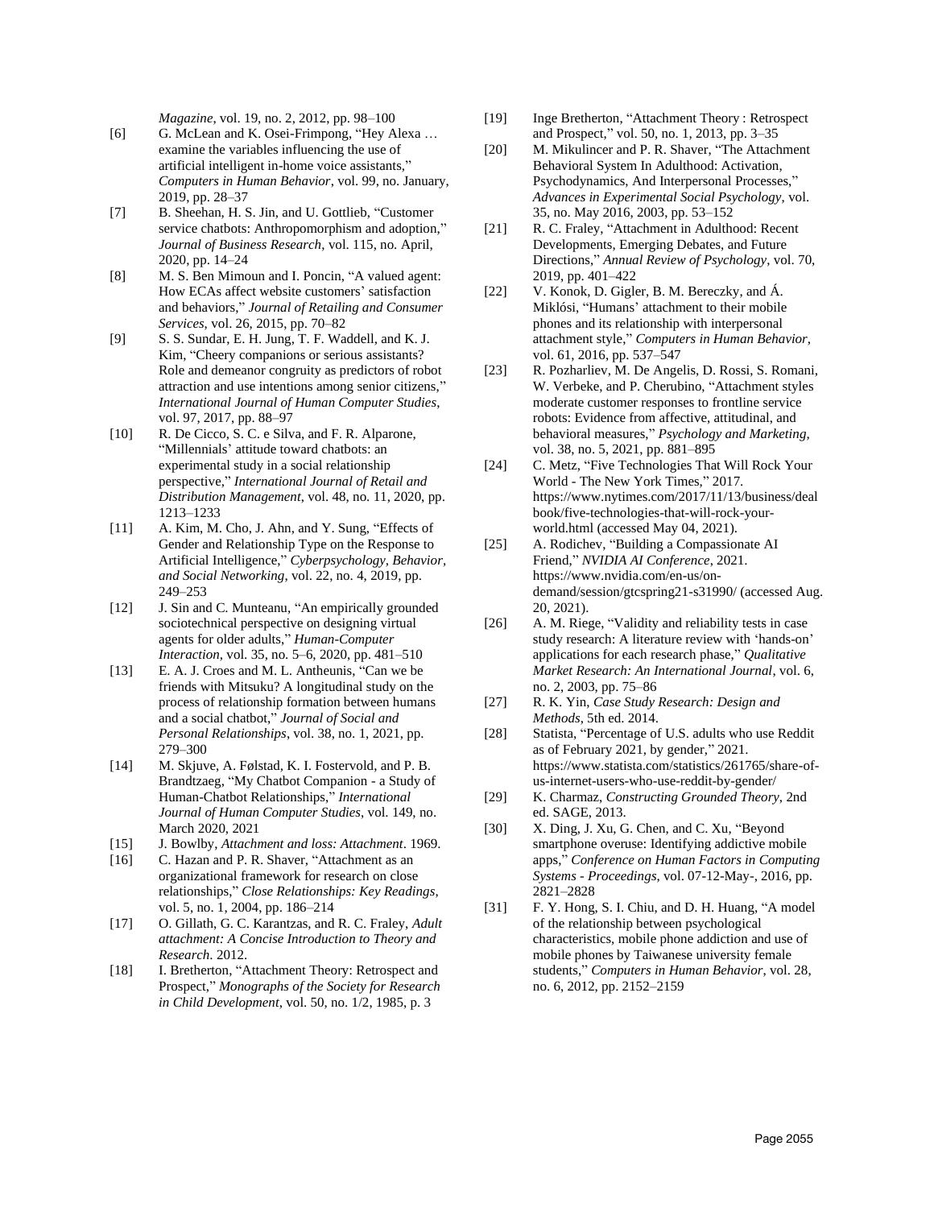*Magazine*, vol. 19, no. 2, 2012, pp. 98–100

[6] G. McLean and K. Osei-Frimpong, "Hey Alexa … examine the variables influencing the use of artificial intelligent in-home voice assistants," *Computers in Human Behavior*, vol. 99, no. January, 2019, pp. 28–37

[7] B. Sheehan, H. S. Jin, and U. Gottlieb, "Customer service chatbots: Anthropomorphism and adoption," *Journal of Business Research*, vol. 115, no. April, 2020, pp. 14–24

[8] M. S. Ben Mimoun and I. Poncin, "A valued agent: How ECAs affect website customers' satisfaction and behaviors," *Journal of Retailing and Consumer Services*, vol. 26, 2015, pp. 70–82

[9] S. S. Sundar, E. H. Jung, T. F. Waddell, and K. J. Kim, "Cheery companions or serious assistants? Role and demeanor congruity as predictors of robot attraction and use intentions among senior citizens," *International Journal of Human Computer Studies*, vol. 97, 2017, pp. 88–97

[10] R. De Cicco, S. C. e Silva, and F. R. Alparone, "Millennials' attitude toward chatbots: an experimental study in a social relationship perspective," *International Journal of Retail and Distribution Management*, vol. 48, no. 11, 2020, pp. 1213–1233

[11] A. Kim, M. Cho, J. Ahn, and Y. Sung, "Effects of Gender and Relationship Type on the Response to Artificial Intelligence," *Cyberpsychology, Behavior, and Social Networking*, vol. 22, no. 4, 2019, pp. 249–253

[12] J. Sin and C. Munteanu, "An empirically grounded sociotechnical perspective on designing virtual agents for older adults," *Human-Computer Interaction*, vol. 35, no. 5–6, 2020, pp. 481–510

[13] E. A. J. Croes and M. L. Antheunis, "Can we be friends with Mitsuku? A longitudinal study on the process of relationship formation between humans and a social chatbot," *Journal of Social and Personal Relationships*, vol. 38, no. 1, 2021, pp. 279–300

[14] M. Skjuve, A. Følstad, K. I. Fostervold, and P. B. Brandtzaeg, "My Chatbot Companion - a Study of Human-Chatbot Relationships," *International Journal of Human Computer Studies*, vol. 149, no. March 2020, 2021

[15] J. Bowlby, *Attachment and loss: Attachment*. 1969.

[16] C. Hazan and P. R. Shaver, "Attachment as an organizational framework for research on close relationships," *Close Relationships: Key Readings*, vol. 5, no. 1, 2004, pp. 186–214

[17] O. Gillath, G. C. Karantzas, and R. C. Fraley, *Adult attachment: A Concise Introduction to Theory and Research*. 2012.

[18] I. Bretherton, "Attachment Theory: Retrospect and Prospect," *Monographs of the Society for Research in Child Development*, vol. 50, no. 1/2, 1985, p. 3

[19] Inge Bretherton, "Attachment Theory : Retrospect and Prospect," vol. 50, no. 1, 2013, pp. 3–35

[20] M. Mikulincer and P. R. Shaver, "The Attachment Behavioral System In Adulthood: Activation, Psychodynamics, And Interpersonal Processes," *Advances in Experimental Social Psychology*, vol. 35, no. May 2016, 2003, pp. 53–152

[21] R. C. Fraley, "Attachment in Adulthood: Recent Developments, Emerging Debates, and Future Directions," *Annual Review of Psychology*, vol. 70, 2019, pp. 401–422

[22] V. Konok, D. Gigler, B. M. Bereczky, and Á. Miklósi, "Humans' attachment to their mobile phones and its relationship with interpersonal attachment style," *Computers in Human Behavior*, vol. 61, 2016, pp. 537–547

[23] R. Pozharliev, M. De Angelis, D. Rossi, S. Romani, W. Verbeke, and P. Cherubino, "Attachment styles moderate customer responses to frontline service robots: Evidence from affective, attitudinal, and behavioral measures," *Psychology and Marketing*, vol. 38, no. 5, 2021, pp. 881–895

[24] C. Metz, "Five Technologies That Will Rock Your World - The New York Times," 2017. https://www.nytimes.com/2017/11/13/business/dealbook/five-technologies-that-will-rock-your-world.html (accessed May 04, 2021).

[25] A. Rodichev, "Building a Compassionate AI Friend," *NVIDIA AI Conference*, 2021. https://www.nvidia.com/en-us/on-demand/session/gtcspring21-s31990/ (accessed Aug. 20, 2021).

[26] A. M. Riege, "Validity and reliability tests in case study research: A literature review with 'hands-on' applications for each research phase," *Qualitative Market Research: An International Journal*, vol. 6, no. 2, 2003, pp. 75–86

[27] R. K. Yin, *Case Study Research: Design and Methods*, 5th ed. 2014.

[28] Statista, "Percentage of U.S. adults who use Reddit as of February 2021, by gender," 2021. https://www.statista.com/statistics/261765/share-of-us-internet-users-who-use-reddit-by-gender/

[29] K. Charmaz, *Constructing Grounded Theory*, 2nd ed. SAGE, 2013.

[30] X. Ding, J. Xu, G. Chen, and C. Xu, "Beyond smartphone overuse: Identifying addictive mobile apps," *Conference on Human Factors in Computing Systems - Proceedings*, vol. 07-12-May-, 2016, pp. 2821–2828

[31] F. Y. Hong, S. I. Chiu, and D. H. Huang, "A model of the relationship between psychological characteristics, mobile phone addiction and use of mobile phones by Taiwanese university female students," *Computers in Human Behavior*, vol. 28, no. 6, 2012, pp. 2152–2159